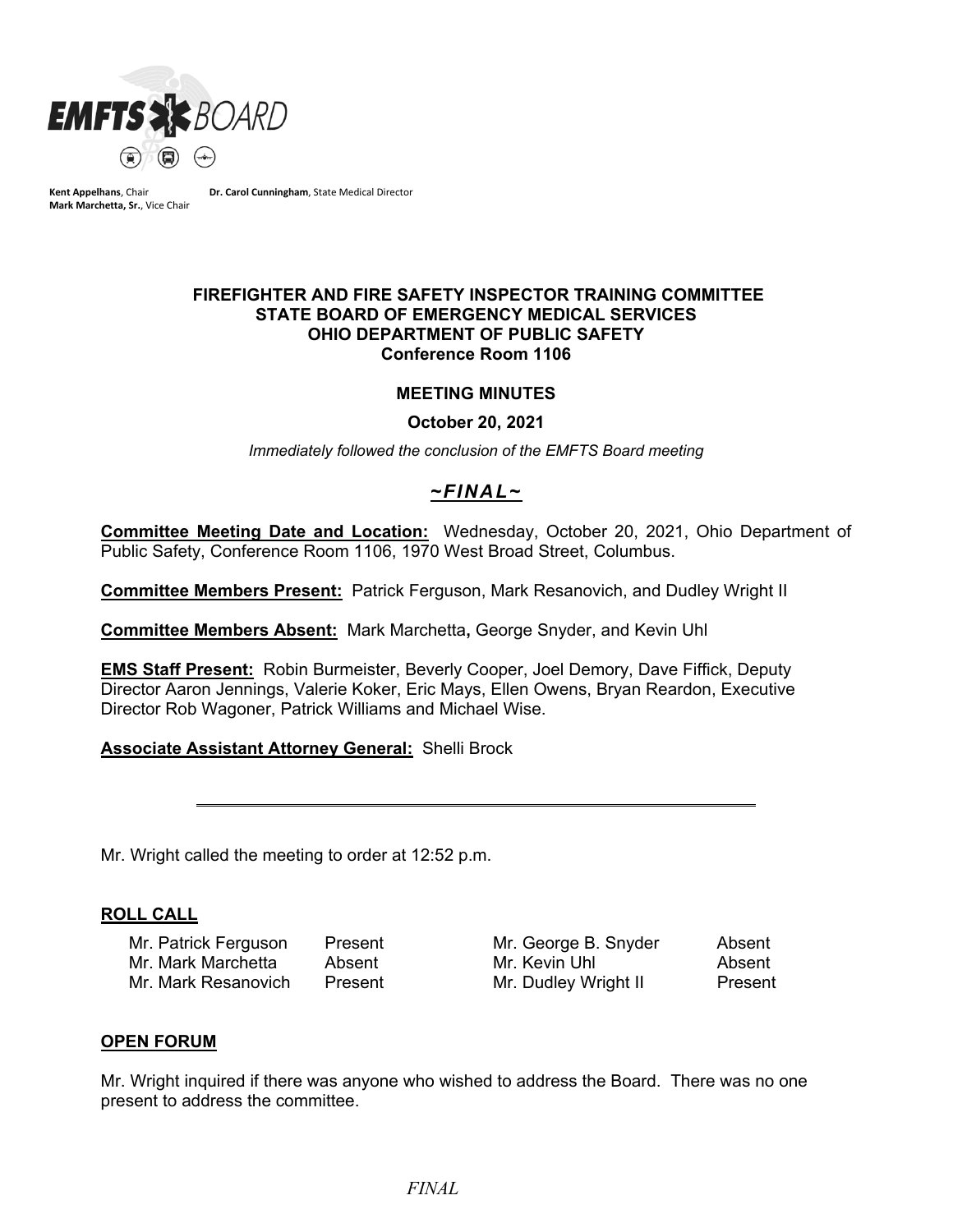EMFTS BOARD

**Kent Appelhans**, Chair
**Mark Marchetta, Sr.**, Vice Chair
**Dr. Carol Cunningham**, State Medical Director

**FIREFIGHTER AND FIRE SAFETY INSPECTOR TRAINING COMMITTEE**
**STATE BOARD OF EMERGENCY MEDICAL SERVICES**
**OHIO DEPARTMENT OF PUBLIC SAFETY**
**Conference Room 1106**

**MEETING MINUTES**

**October 20, 2021**

*Immediately followed the conclusion of the EMFTS Board meeting*

***~FINAL~***

**Committee Meeting Date and Location:** Wednesday, October 20, 2021, Ohio Department of Public Safety, Conference Room 1106, 1970 West Broad Street, Columbus.

**Committee Members Present:** Patrick Ferguson, Mark Resanovich, and Dudley Wright II

**Committee Members Absent:** Mark Marchetta**,** George Snyder, and Kevin Uhl

**EMS Staff Present:** Robin Burmeister, Beverly Cooper, Joel Demory, Dave Fiffick, Deputy Director Aaron Jennings, Valerie Koker, Eric Mays, Ellen Owens, Bryan Reardon, Executive Director Rob Wagoner, Patrick Williams and Michael Wise.

**Associate Assistant Attorney General:** Shelli Brock

---

Mr. Wright called the meeting to order at 12:52 p.m.

## ROLL CALL

| | | | |
|---|---|---|---|
| Mr. Patrick Ferguson | Present | Mr. George B. Snyder | Absent |
| Mr. Mark Marchetta | Absent | Mr. Kevin Uhl | Absent |
| Mr. Mark Resanovich | Present | Mr. Dudley Wright II | Present |

## OPEN FORUM

Mr. Wright inquired if there was anyone who wished to address the Board. There was no one present to address the committee.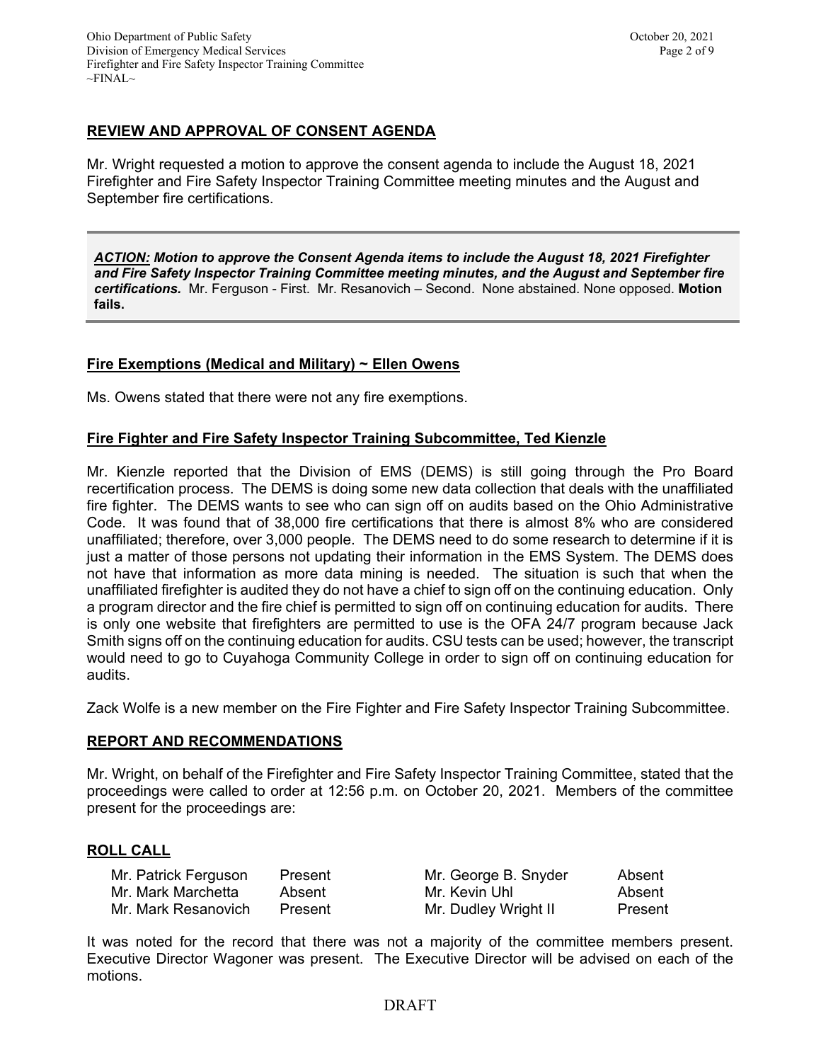## REVIEW AND APPROVAL OF CONSENT AGENDA

Mr. Wright requested a motion to approve the consent agenda to include the August 18, 2021 Firefighter and Fire Safety Inspector Training Committee meeting minutes and the August and September fire certifications.

> ***ACTION:*** ***Motion to approve the Consent Agenda items to include the August 18, 2021 Firefighter and Fire Safety Inspector Training Committee meeting minutes, and the August and September fire certifications.*** Mr. Ferguson - First. Mr. Resanovich – Second. None abstained. None opposed. **Motion fails.**

## Fire Exemptions (Medical and Military) ~ Ellen Owens

Ms. Owens stated that there were not any fire exemptions.

## Fire Fighter and Fire Safety Inspector Training Subcommittee, Ted Kienzle

Mr. Kienzle reported that the Division of EMS (DEMS) is still going through the Pro Board recertification process. The DEMS is doing some new data collection that deals with the unaffiliated fire fighter. The DEMS wants to see who can sign off on audits based on the Ohio Administrative Code. It was found that of 38,000 fire certifications that there is almost 8% who are considered unaffiliated; therefore, over 3,000 people. The DEMS need to do some research to determine if it is just a matter of those persons not updating their information in the EMS System. The DEMS does not have that information as more data mining is needed. The situation is such that when the unaffiliated firefighter is audited they do not have a chief to sign off on the continuing education. Only a program director and the fire chief is permitted to sign off on continuing education for audits. There is only one website that firefighters are permitted to use is the OFA 24/7 program because Jack Smith signs off on the continuing education for audits. CSU tests can be used; however, the transcript would need to go to Cuyahoga Community College in order to sign off on continuing education for audits.

Zack Wolfe is a new member on the Fire Fighter and Fire Safety Inspector Training Subcommittee.

## REPORT AND RECOMMENDATIONS

Mr. Wright, on behalf of the Firefighter and Fire Safety Inspector Training Committee, stated that the proceedings were called to order at 12:56 p.m. on October 20, 2021. Members of the committee present for the proceedings are:

## ROLL CALL

| | | | |
|---|---|---|---|
| Mr. Patrick Ferguson | Present | Mr. George B. Snyder | Absent |
| Mr. Mark Marchetta | Absent | Mr. Kevin Uhl | Absent |
| Mr. Mark Resanovich | Present | Mr. Dudley Wright II | Present |

It was noted for the record that there was not a majority of the committee members present. Executive Director Wagoner was present. The Executive Director will be advised on each of the motions.

DRAFT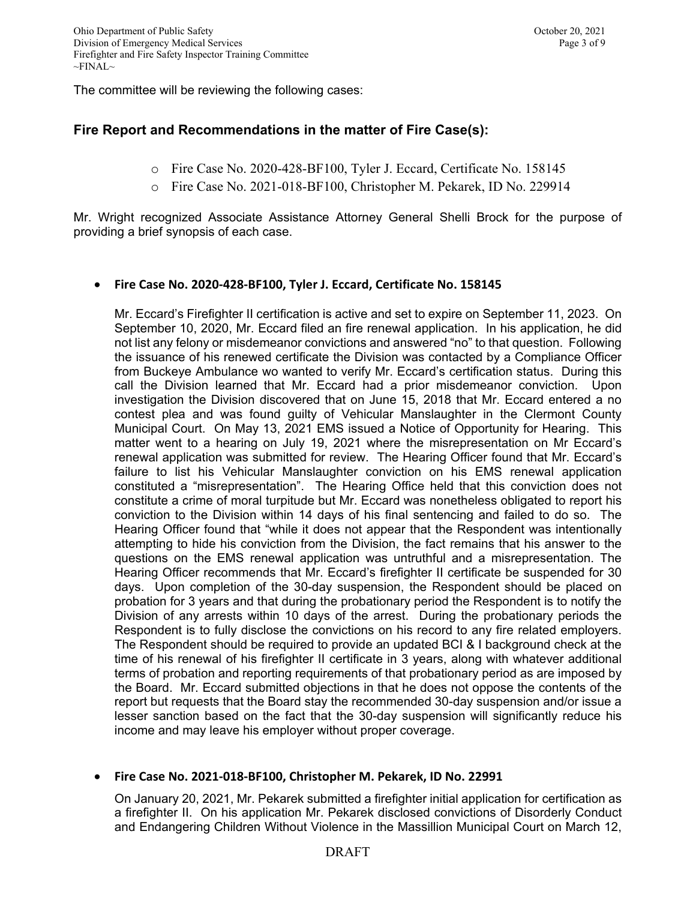The committee will be reviewing the following cases:

## Fire Report and Recommendations in the matter of Fire Case(s):

- Fire Case No. 2020-428-BF100, Tyler J. Eccard, Certificate No. 158145
- Fire Case No. 2021-018-BF100, Christopher M. Pekarek, ID No. 229914

Mr. Wright recognized Associate Assistance Attorney General Shelli Brock for the purpose of providing a brief synopsis of each case.

- **Fire Case No. 2020-428-BF100, Tyler J. Eccard, Certificate No. 158145**

  Mr. Eccard's Firefighter II certification is active and set to expire on September 11, 2023. On September 10, 2020, Mr. Eccard filed an fire renewal application. In his application, he did not list any felony or misdemeanor convictions and answered "no" to that question. Following the issuance of his renewed certificate the Division was contacted by a Compliance Officer from Buckeye Ambulance wo wanted to verify Mr. Eccard's certification status. During this call the Division learned that Mr. Eccard had a prior misdemeanor conviction. Upon investigation the Division discovered that on June 15, 2018 that Mr. Eccard entered a no contest plea and was found guilty of Vehicular Manslaughter in the Clermont County Municipal Court. On May 13, 2021 EMS issued a Notice of Opportunity for Hearing. This matter went to a hearing on July 19, 2021 where the misrepresentation on Mr Eccard's renewal application was submitted for review. The Hearing Officer found that Mr. Eccard's failure to list his Vehicular Manslaughter conviction on his EMS renewal application constituted a "misrepresentation". The Hearing Office held that this conviction does not constitute a crime of moral turpitude but Mr. Eccard was nonetheless obligated to report his conviction to the Division within 14 days of his final sentencing and failed to do so. The Hearing Officer found that "while it does not appear that the Respondent was intentionally attempting to hide his conviction from the Division, the fact remains that his answer to the questions on the EMS renewal application was untruthful and a misrepresentation. The Hearing Officer recommends that Mr. Eccard's firefighter II certificate be suspended for 30 days. Upon completion of the 30-day suspension, the Respondent should be placed on probation for 3 years and that during the probationary period the Respondent is to notify the Division of any arrests within 10 days of the arrest. During the probationary periods the Respondent is to fully disclose the convictions on his record to any fire related employers. The Respondent should be required to provide an updated BCI & I background check at the time of his renewal of his firefighter II certificate in 3 years, along with whatever additional terms of probation and reporting requirements of that probationary period as are imposed by the Board. Mr. Eccard submitted objections in that he does not oppose the contents of the report but requests that the Board stay the recommended 30-day suspension and/or issue a lesser sanction based on the fact that the 30-day suspension will significantly reduce his income and may leave his employer without proper coverage.

- **Fire Case No. 2021-018-BF100, Christopher M. Pekarek, ID No. 22991**

  On January 20, 2021, Mr. Pekarek submitted a firefighter initial application for certification as a firefighter II. On his application Mr. Pekarek disclosed convictions of Disorderly Conduct and Endangering Children Without Violence in the Massillion Municipal Court on March 12,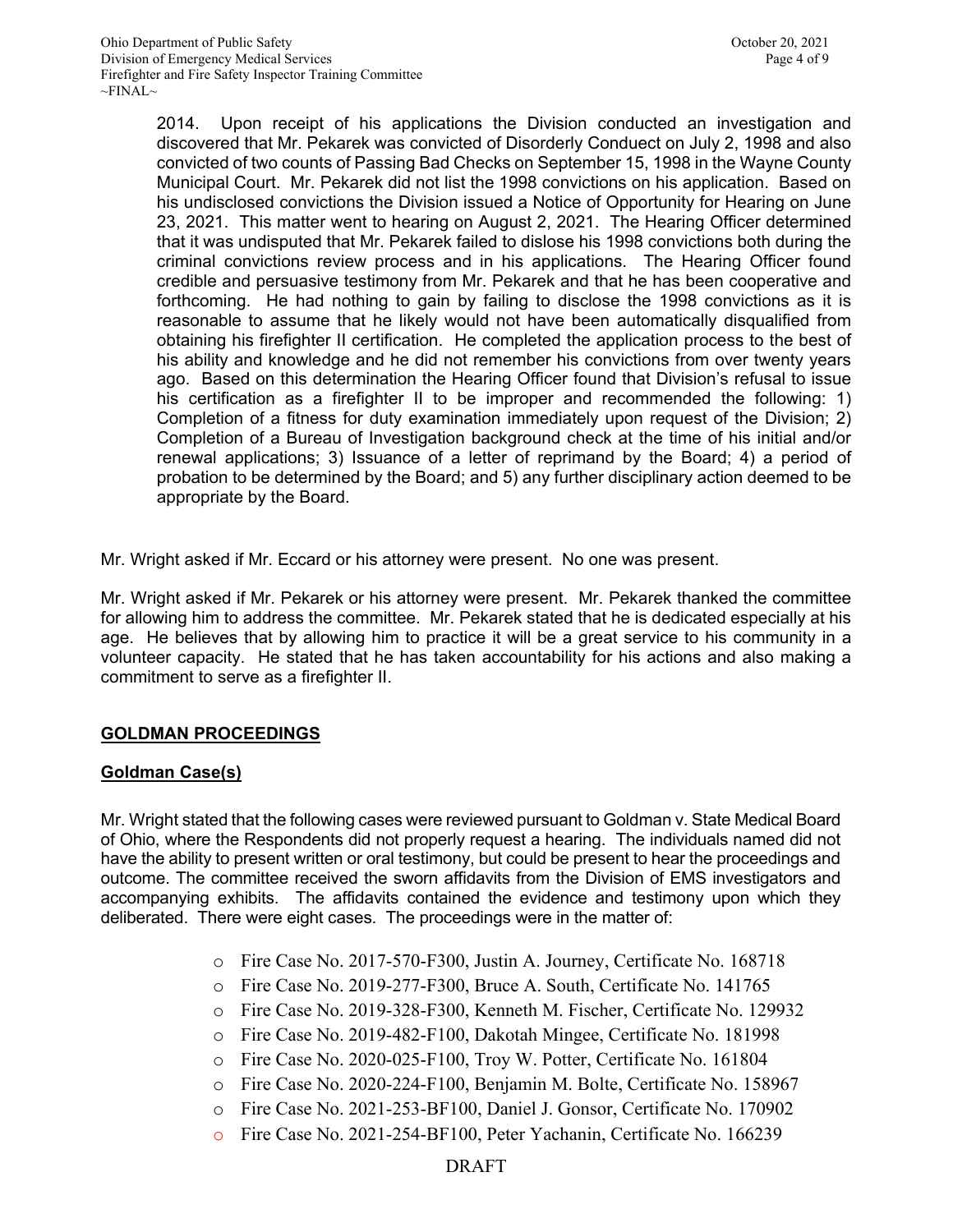2014. Upon receipt of his applications the Division conducted an investigation and discovered that Mr. Pekarek was convicted of Disorderly Conduect on July 2, 1998 and also convicted of two counts of Passing Bad Checks on September 15, 1998 in the Wayne County Municipal Court. Mr. Pekarek did not list the 1998 convictions on his application. Based on his undisclosed convictions the Division issued a Notice of Opportunity for Hearing on June 23, 2021. This matter went to hearing on August 2, 2021. The Hearing Officer determined that it was undisputed that Mr. Pekarek failed to dislose his 1998 convictions both during the criminal convictions review process and in his applications. The Hearing Officer found credible and persuasive testimony from Mr. Pekarek and that he has been cooperative and forthcoming. He had nothing to gain by failing to disclose the 1998 convictions as it is reasonable to assume that he likely would not have been automatically disqualified from obtaining his firefighter II certification. He completed the application process to the best of his ability and knowledge and he did not remember his convictions from over twenty years ago. Based on this determination the Hearing Officer found that Division's refusal to issue his certification as a firefighter II to be improper and recommended the following: 1) Completion of a fitness for duty examination immediately upon request of the Division; 2) Completion of a Bureau of Investigation background check at the time of his initial and/or renewal applications; 3) Issuance of a letter of reprimand by the Board; 4) a period of probation to be determined by the Board; and 5) any further disciplinary action deemed to be appropriate by the Board.

Mr. Wright asked if Mr. Eccard or his attorney were present. No one was present.

Mr. Wright asked if Mr. Pekarek or his attorney were present. Mr. Pekarek thanked the committee for allowing him to address the committee. Mr. Pekarek stated that he is dedicated especially at his age. He believes that by allowing him to practice it will be a great service to his community in a volunteer capacity. He stated that he has taken accountability for his actions and also making a commitment to serve as a firefighter II.

## GOLDMAN PROCEEDINGS

### Goldman Case(s)

Mr. Wright stated that the following cases were reviewed pursuant to Goldman v. State Medical Board of Ohio, where the Respondents did not properly request a hearing. The individuals named did not have the ability to present written or oral testimony, but could be present to hear the proceedings and outcome. The committee received the sworn affidavits from the Division of EMS investigators and accompanying exhibits. The affidavits contained the evidence and testimony upon which they deliberated. There were eight cases. The proceedings were in the matter of:

- Fire Case No. 2017-570-F300, Justin A. Journey, Certificate No. 168718
- Fire Case No. 2019-277-F300, Bruce A. South, Certificate No. 141765
- Fire Case No. 2019-328-F300, Kenneth M. Fischer, Certificate No. 129932
- Fire Case No. 2019-482-F100, Dakotah Mingee, Certificate No. 181998
- Fire Case No. 2020-025-F100, Troy W. Potter, Certificate No. 161804
- Fire Case No. 2020-224-F100, Benjamin M. Bolte, Certificate No. 158967
- Fire Case No. 2021-253-BF100, Daniel J. Gonsor, Certificate No. 170902
- Fire Case No. 2021-254-BF100, Peter Yachanin, Certificate No. 166239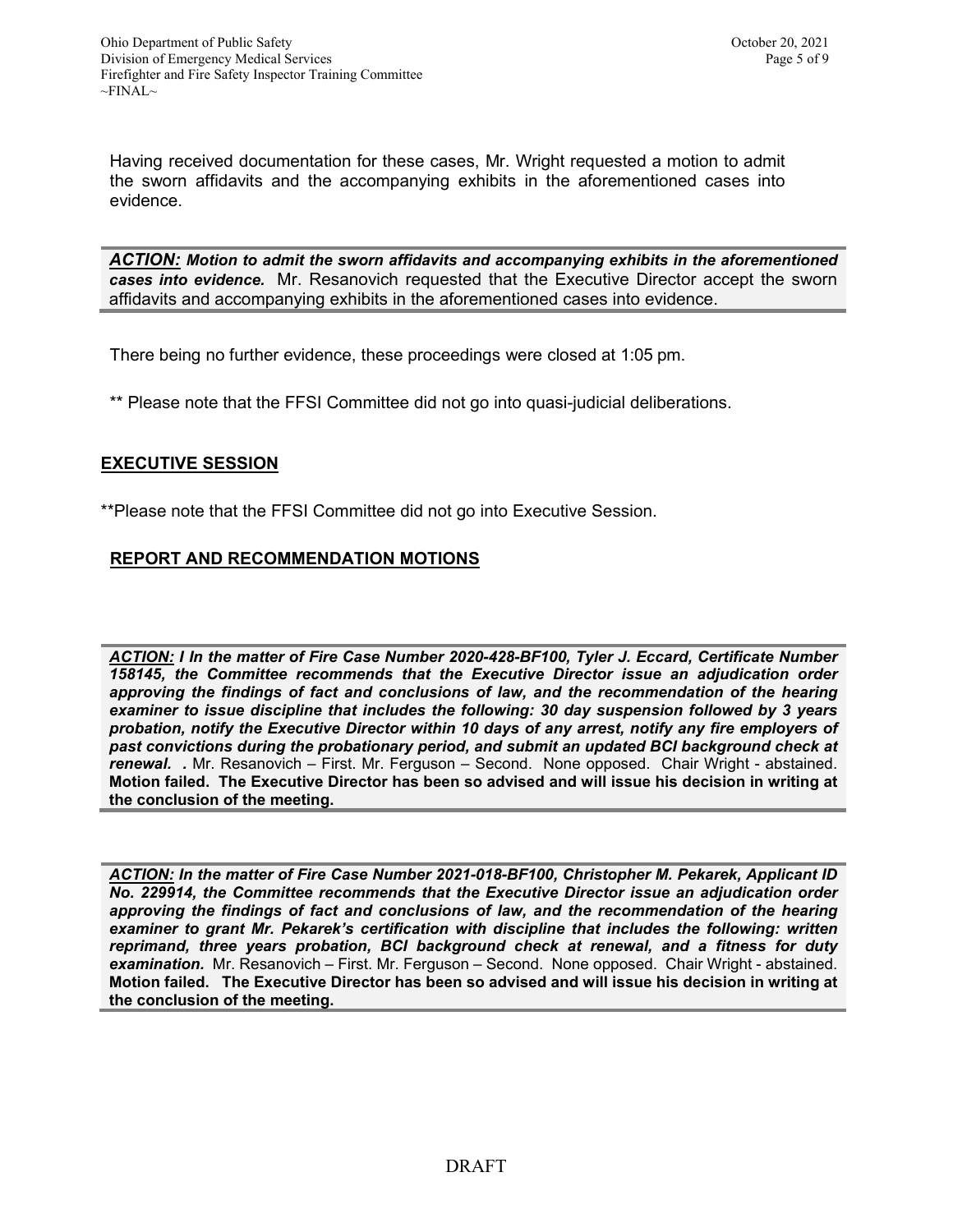Having received documentation for these cases, Mr. Wright requested a motion to admit the sworn affidavits and the accompanying exhibits in the aforementioned cases into evidence.

***ACTION:* *Motion to admit the sworn affidavits and accompanying exhibits in the aforementioned cases into evidence.*** Mr. Resanovich requested that the Executive Director accept the sworn affidavits and accompanying exhibits in the aforementioned cases into evidence.

There being no further evidence, these proceedings were closed at 1:05 pm.

** Please note that the FFSI Committee did not go into quasi-judicial deliberations.

## EXECUTIVE SESSION

**Please note that the FFSI Committee did not go into Executive Session.

## REPORT AND RECOMMENDATION MOTIONS

***ACTION:* *I In the matter of Fire Case Number 2020-428-BF100, Tyler J. Eccard, Certificate Number 158145, the Committee recommends that the Executive Director issue an adjudication order approving the findings of fact and conclusions of law, and the recommendation of the hearing examiner to issue discipline that includes the following: 30 day suspension followed by 3 years probation, notify the Executive Director within 10 days of any arrest, notify any fire employers of past convictions during the probationary period, and submit an updated BCI background check at renewal. .*** Mr. Resanovich – First. Mr. Ferguson – Second. None opposed. Chair Wright - abstained. **Motion failed. The Executive Director has been so advised and will issue his decision in writing at the conclusion of the meeting.**

***ACTION:* *In the matter of Fire Case Number 2021-018-BF100, Christopher M. Pekarek, Applicant ID No. 229914, the Committee recommends that the Executive Director issue an adjudication order approving the findings of fact and conclusions of law, and the recommendation of the hearing examiner to grant Mr. Pekarek's certification with discipline that includes the following: written reprimand, three years probation, BCI background check at renewal, and a fitness for duty examination.*** Mr. Resanovich – First. Mr. Ferguson – Second. None opposed. Chair Wright - abstained. **Motion failed. The Executive Director has been so advised and will issue his decision in writing at the conclusion of the meeting.**

DRAFT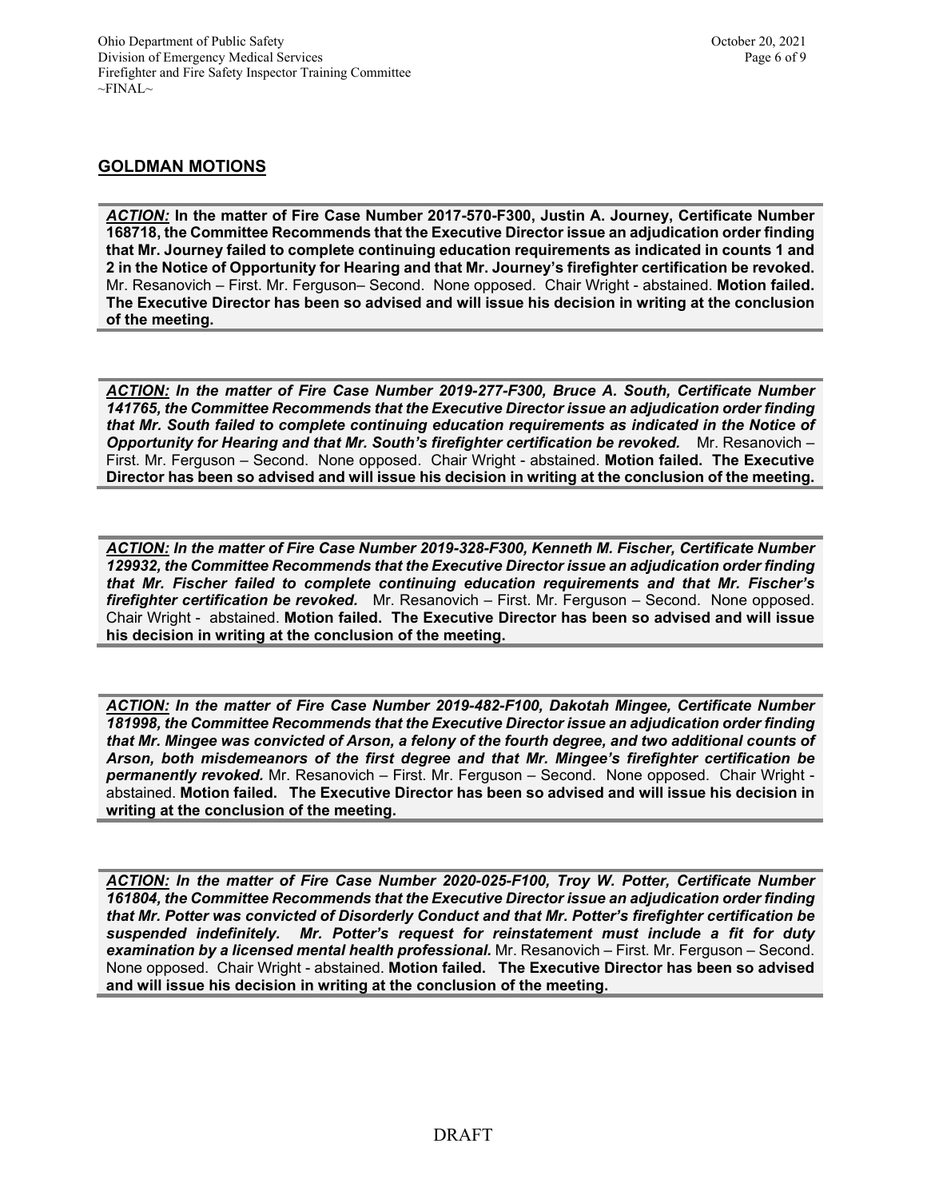## GOLDMAN MOTIONS

***ACTION:*** **In the matter of Fire Case Number 2017-570-F300, Justin A. Journey, Certificate Number 168718, the Committee Recommends that the Executive Director issue an adjudication order finding that Mr. Journey failed to complete continuing education requirements as indicated in counts 1 and 2 in the Notice of Opportunity for Hearing and that Mr. Journey's firefighter certification be revoked.** Mr. Resanovich – First. Mr. Ferguson– Second. None opposed. Chair Wright - abstained. **Motion failed. The Executive Director has been so advised and will issue his decision in writing at the conclusion of the meeting.**

***ACTION:*** ***In the matter of Fire Case Number 2019-277-F300, Bruce A. South, Certificate Number 141765, the Committee Recommends that the Executive Director issue an adjudication order finding that Mr. South failed to complete continuing education requirements as indicated in the Notice of Opportunity for Hearing and that Mr. South's firefighter certification be revoked.*** Mr. Resanovich – First. Mr. Ferguson – Second. None opposed. Chair Wright - abstained. **Motion failed. The Executive Director has been so advised and will issue his decision in writing at the conclusion of the meeting.**

***ACTION:*** ***In the matter of Fire Case Number 2019-328-F300, Kenneth M. Fischer, Certificate Number 129932, the Committee Recommends that the Executive Director issue an adjudication order finding that Mr. Fischer failed to complete continuing education requirements and that Mr. Fischer's firefighter certification be revoked.*** Mr. Resanovich – First. Mr. Ferguson – Second. None opposed. Chair Wright - abstained. **Motion failed. The Executive Director has been so advised and will issue his decision in writing at the conclusion of the meeting.**

***ACTION:*** ***In the matter of Fire Case Number 2019-482-F100, Dakotah Mingee, Certificate Number 181998, the Committee Recommends that the Executive Director issue an adjudication order finding that Mr. Mingee was convicted of Arson, a felony of the fourth degree, and two additional counts of Arson, both misdemeanors of the first degree and that Mr. Mingee's firefighter certification be permanently revoked.*** Mr. Resanovich – First. Mr. Ferguson – Second. None opposed. Chair Wright - abstained. **Motion failed. The Executive Director has been so advised and will issue his decision in writing at the conclusion of the meeting.**

***ACTION:*** ***In the matter of Fire Case Number 2020-025-F100, Troy W. Potter, Certificate Number 161804, the Committee Recommends that the Executive Director issue an adjudication order finding that Mr. Potter was convicted of Disorderly Conduct and that Mr. Potter's firefighter certification be suspended indefinitely. Mr. Potter's request for reinstatement must include a fit for duty examination by a licensed mental health professional.*** Mr. Resanovich – First. Mr. Ferguson – Second. None opposed. Chair Wright - abstained. **Motion failed. The Executive Director has been so advised and will issue his decision in writing at the conclusion of the meeting.**

DRAFT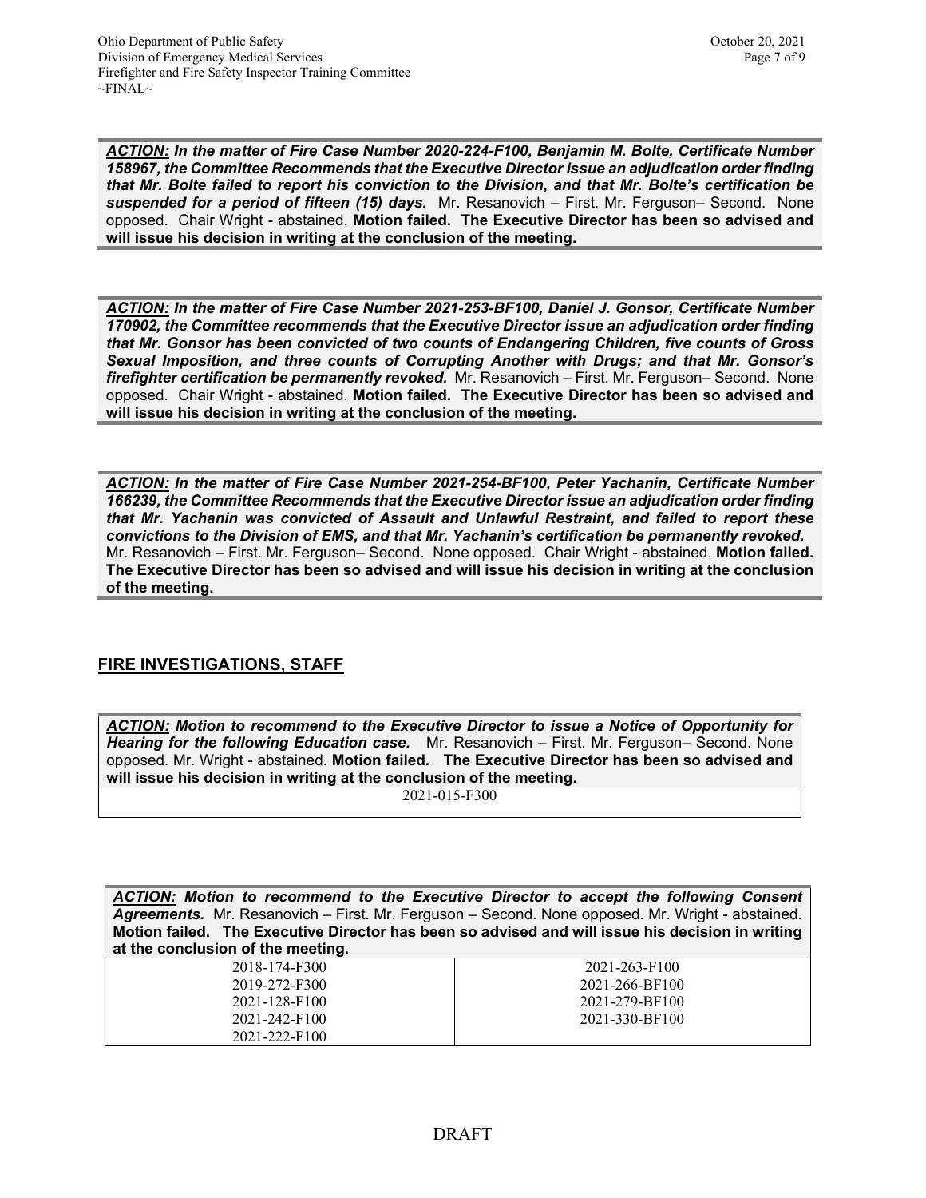***ACTION:*** ***In the matter of Fire Case Number 2020-224-F100, Benjamin M. Bolte, Certificate Number 158967, the Committee Recommends that the Executive Director issue an adjudication order finding that Mr. Bolte failed to report his conviction to the Division, and that Mr. Bolte's certification be suspended for a period of fifteen (15) days.*** Mr. Resanovich – First. Mr. Ferguson– Second. None opposed. Chair Wright - abstained. **Motion failed. The Executive Director has been so advised and will issue his decision in writing at the conclusion of the meeting.**

***ACTION:*** ***In the matter of Fire Case Number 2021-253-BF100, Daniel J. Gonsor, Certificate Number 170902, the Committee recommends that the Executive Director issue an adjudication order finding that Mr. Gonsor has been convicted of two counts of Endangering Children, five counts of Gross Sexual Imposition, and three counts of Corrupting Another with Drugs; and that Mr. Gonsor's firefighter certification be permanently revoked.*** Mr. Resanovich – First. Mr. Ferguson– Second. None opposed. Chair Wright - abstained. **Motion failed. The Executive Director has been so advised and will issue his decision in writing at the conclusion of the meeting.**

***ACTION:*** ***In the matter of Fire Case Number 2021-254-BF100, Peter Yachanin, Certificate Number 166239, the Committee Recommends that the Executive Director issue an adjudication order finding that Mr. Yachanin was convicted of Assault and Unlawful Restraint, and failed to report these convictions to the Division of EMS, and that Mr. Yachanin's certification be permanently revoked.*** Mr. Resanovich – First. Mr. Ferguson– Second. None opposed. Chair Wright - abstained. **Motion failed. The Executive Director has been so advised and will issue his decision in writing at the conclusion of the meeting.**

## FIRE INVESTIGATIONS, STAFF

***ACTION:*** ***Motion to recommend to the Executive Director to issue a Notice of Opportunity for Hearing for the following Education case.*** Mr. Resanovich – First. Mr. Ferguson– Second. None opposed. Mr. Wright - abstained. **Motion failed. The Executive Director has been so advised and will issue his decision in writing at the conclusion of the meeting.**

| 2021-015-F300 |
|---|

***ACTION:*** ***Motion to recommend to the Executive Director to accept the following Consent Agreements.*** Mr. Resanovich – First. Mr. Ferguson – Second. None opposed. Mr. Wright - abstained. **Motion failed. The Executive Director has been so advised and will issue his decision in writing at the conclusion of the meeting.**

| | |
|---|---|
| 2018-174-F300 | 2021-263-F100 |
| 2019-272-F300 | 2021-266-BF100 |
| 2021-128-F100 | 2021-279-BF100 |
| 2021-242-F100 | 2021-330-BF100 |
| 2021-222-F100 | |

DRAFT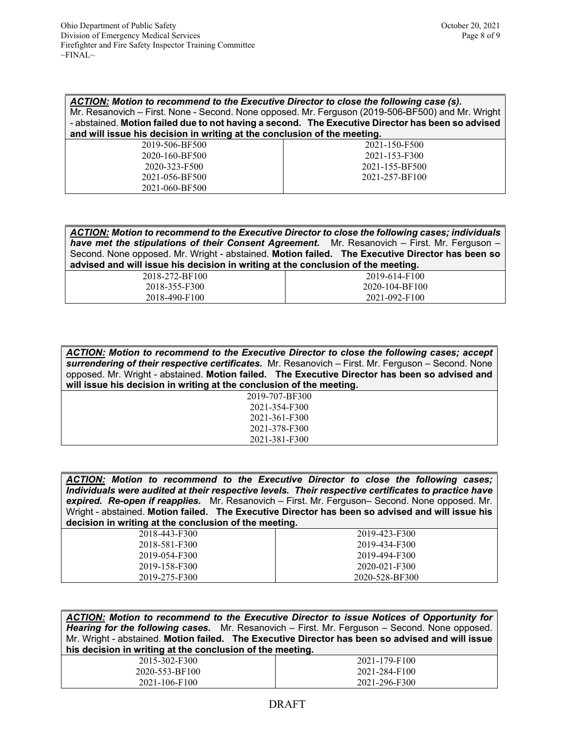***ACTION:*** ***Motion to recommend to the Executive Director to close the following case (s).*** Mr. Resanovich – First. None - Second. None opposed. Mr. Ferguson (2019-506-BF500) and Mr. Wright - abstained. **Motion failed due to not having a second. The Executive Director has been so advised and will issue his decision in writing at the conclusion of the meeting.**

| | |
|---|---|
| 2019-506-BF500 | 2021-150-F500 |
| 2020-160-BF500 | 2021-153-F300 |
| 2020-323-F500 | 2021-155-BF500 |
| 2021-056-BF500 | 2021-257-BF100 |
| 2021-060-BF500 | |

***ACTION:*** ***Motion to recommend to the Executive Director to close the following cases; individuals have met the stipulations of their Consent Agreement.*** Mr. Resanovich – First. Mr. Ferguson – Second. None opposed. Mr. Wright - abstained. **Motion failed. The Executive Director has been so advised and will issue his decision in writing at the conclusion of the meeting.**

| | |
|---|---|
| 2018-272-BF100 | 2019-614-F100 |
| 2018-355-F300 | 2020-104-BF100 |
| 2018-490-F100 | 2021-092-F100 |

***ACTION:*** ***Motion to recommend to the Executive Director to close the following cases; accept surrendering of their respective certificates.*** Mr. Resanovich – First. Mr. Ferguson – Second. None opposed. Mr. Wright - abstained. **Motion failed. The Executive Director has been so advised and will issue his decision in writing at the conclusion of the meeting.**

| |
|---|
| 2019-707-BF300 |
| 2021-354-F300 |
| 2021-361-F300 |
| 2021-378-F300 |
| 2021-381-F300 |

***ACTION:*** ***Motion to recommend to the Executive Director to close the following cases; Individuals were audited at their respective levels. Their respective certificates to practice have expired. Re-open if reapplies.*** Mr. Resanovich – First. Mr. Ferguson– Second. None opposed. Mr. Wright - abstained. **Motion failed. The Executive Director has been so advised and will issue his decision in writing at the conclusion of the meeting.**

| | |
|---|---|
| 2018-443-F300 | 2019-423-F300 |
| 2018-581-F300 | 2019-434-F300 |
| 2019-054-F300 | 2019-494-F300 |
| 2019-158-F300 | 2020-021-F300 |
| 2019-275-F300 | 2020-528-BF300 |

***ACTION:*** ***Motion to recommend to the Executive Director to issue Notices of Opportunity for Hearing for the following cases.*** Mr. Resanovich – First. Mr. Ferguson – Second. None opposed. Mr. Wright - abstained. **Motion failed. The Executive Director has been so advised and will issue his decision in writing at the conclusion of the meeting.**

| | |
|---|---|
| 2015-302-F300 | 2021-179-F100 |
| 2020-553-BF100 | 2021-284-F100 |
| 2021-106-F100 | 2021-296-F300 |

DRAFT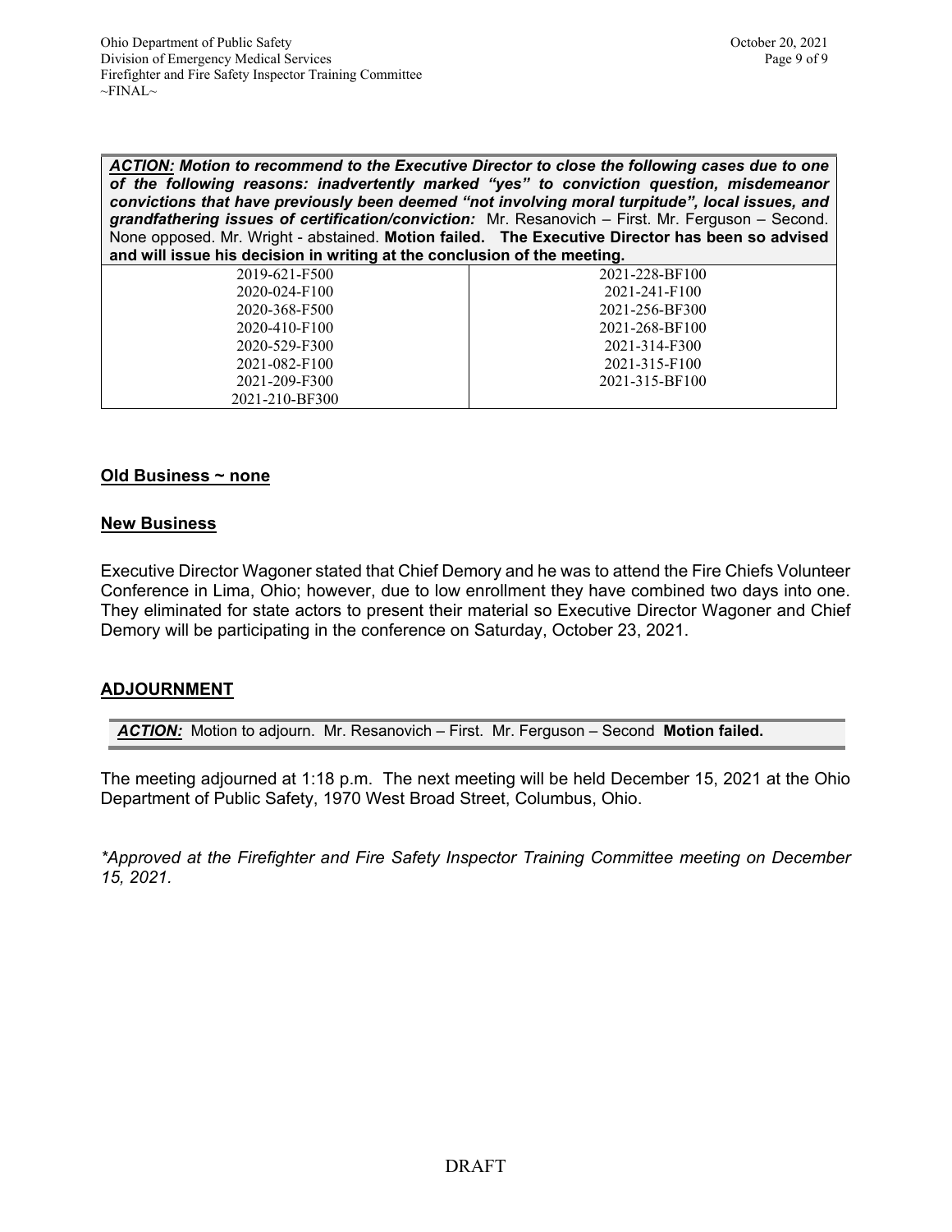***ACTION:*** ***Motion to recommend to the Executive Director to close the following cases due to one of the following reasons: inadvertently marked "yes" to conviction question, misdemeanor convictions that have previously been deemed "not involving moral turpitude", local issues, and grandfathering issues of certification/conviction:*** Mr. Resanovich – First. Mr. Ferguson – Second. None opposed. Mr. Wright - abstained. **Motion failed. The Executive Director has been so advised and will issue his decision in writing at the conclusion of the meeting.**

| | |
|---|---|
| 2019-621-F500 | 2021-228-BF100 |
| 2020-024-F100 | 2021-241-F100 |
| 2020-368-F500 | 2021-256-BF300 |
| 2020-410-F100 | 2021-268-BF100 |
| 2020-529-F300 | 2021-314-F300 |
| 2021-082-F100 | 2021-315-F100 |
| 2021-209-F300 | 2021-315-BF100 |
| 2021-210-BF300 | |

## Old Business ~ none

## New Business

Executive Director Wagoner stated that Chief Demory and he was to attend the Fire Chiefs Volunteer Conference in Lima, Ohio; however, due to low enrollment they have combined two days into one. They eliminated for state actors to present their material so Executive Director Wagoner and Chief Demory will be participating in the conference on Saturday, October 23, 2021.

## ADJOURNMENT

***ACTION:*** Motion to adjourn. Mr. Resanovich – First. Mr. Ferguson – Second **Motion failed.**

The meeting adjourned at 1:18 p.m. The next meeting will be held December 15, 2021 at the Ohio Department of Public Safety, 1970 West Broad Street, Columbus, Ohio.

*\*Approved at the Firefighter and Fire Safety Inspector Training Committee meeting on December 15, 2021.*

DRAFT